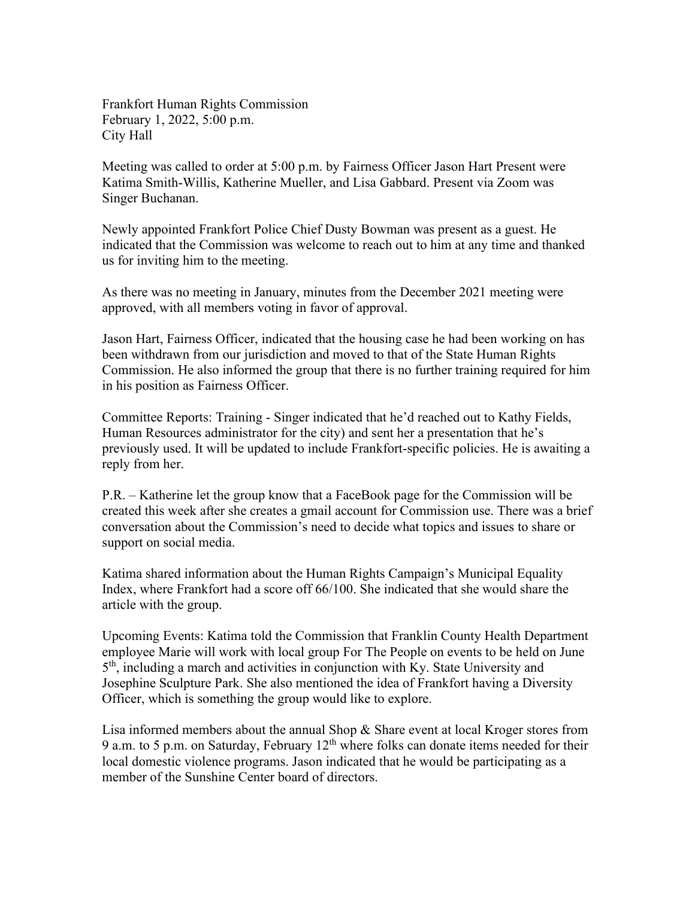Frankfort Human Rights Commission
February 1, 2022, 5:00 p.m.
City Hall

Meeting was called to order at 5:00 p.m. by Fairness Officer Jason Hart Present were Katima Smith-Willis, Katherine Mueller, and Lisa Gabbard. Present via Zoom was Singer Buchanan.

Newly appointed Frankfort Police Chief Dusty Bowman was present as a guest. He indicated that the Commission was welcome to reach out to him at any time and thanked us for inviting him to the meeting.

As there was no meeting in January, minutes from the December 2021 meeting were approved, with all members voting in favor of approval.

Jason Hart, Fairness Officer, indicated that the housing case he had been working on has been withdrawn from our jurisdiction and moved to that of the State Human Rights Commission. He also informed the group that there is no further training required for him in his position as Fairness Officer.

Committee Reports: Training - Singer indicated that he'd reached out to Kathy Fields, Human Resources administrator for the city) and sent her a presentation that he's previously used. It will be updated to include Frankfort-specific policies. He is awaiting a reply from her.

P.R. – Katherine let the group know that a FaceBook page for the Commission will be created this week after she creates a gmail account for Commission use. There was a brief conversation about the Commission's need to decide what topics and issues to share or support on social media.

Katima shared information about the Human Rights Campaign's Municipal Equality Index, where Frankfort had a score off 66/100. She indicated that she would share the article with the group.

Upcoming Events: Katima told the Commission that Franklin County Health Department employee Marie will work with local group For The People on events to be held on June 5th, including a march and activities in conjunction with Ky. State University and Josephine Sculpture Park. She also mentioned the idea of Frankfort having a Diversity Officer, which is something the group would like to explore.

Lisa informed members about the annual Shop & Share event at local Kroger stores from 9 a.m. to 5 p.m. on Saturday, February 12th where folks can donate items needed for their local domestic violence programs. Jason indicated that he would be participating as a member of the Sunshine Center board of directors.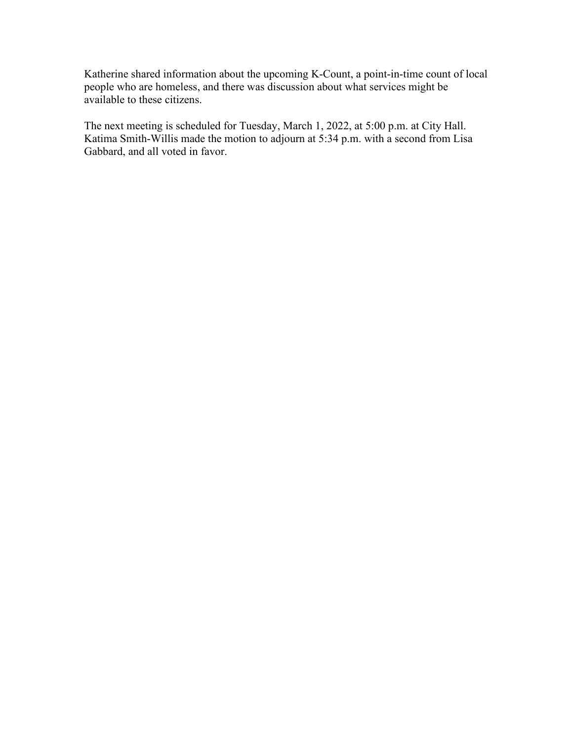Katherine shared information about the upcoming K-Count, a point-in-time count of local people who are homeless, and there was discussion about what services might be available to these citizens.

The next meeting is scheduled for Tuesday, March 1, 2022, at 5:00 p.m. at City Hall. Katima Smith-Willis made the motion to adjourn at 5:34 p.m. with a second from Lisa Gabbard, and all voted in favor.